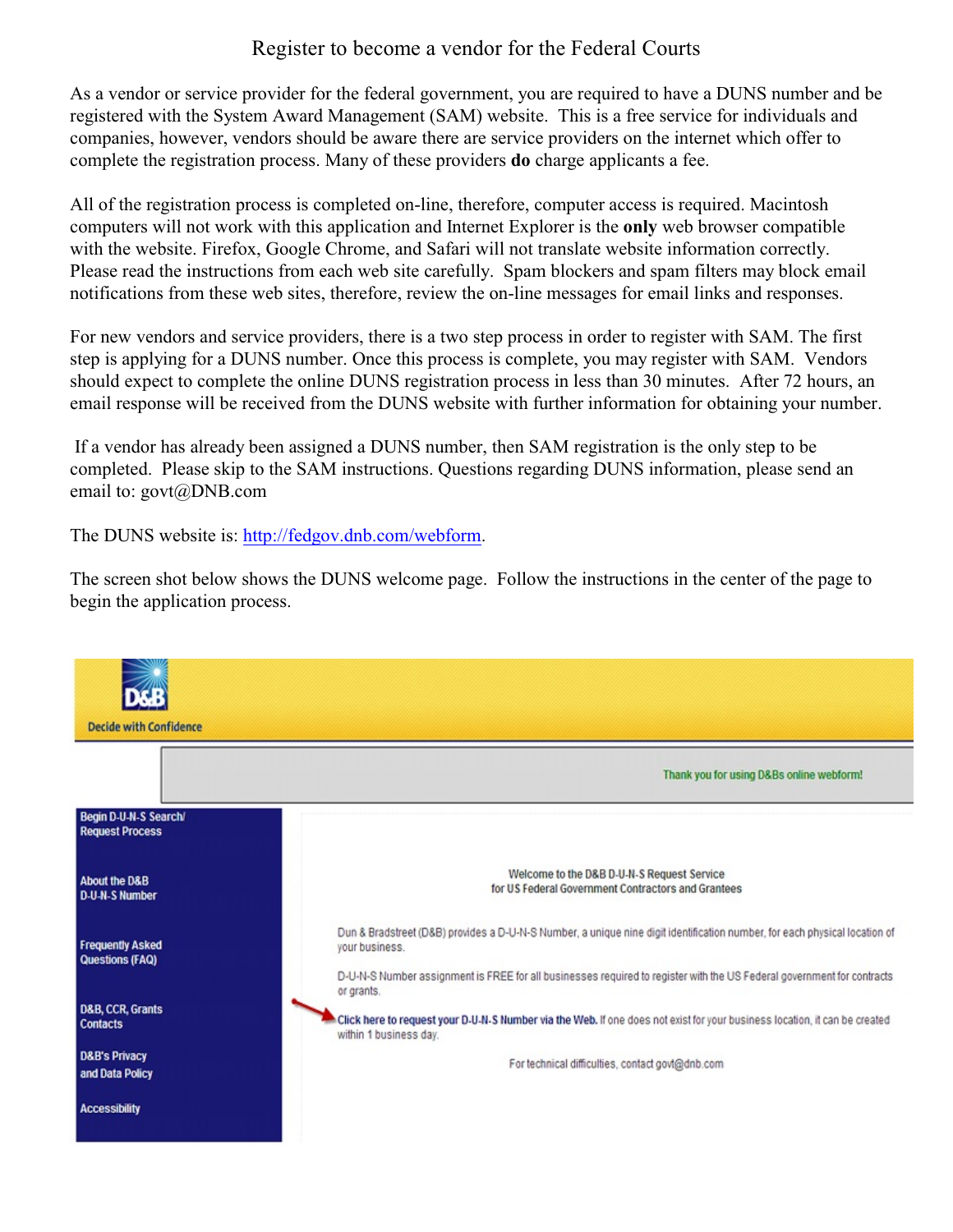# Register to become a vendor for the Federal Courts

As a vendor or service provider for the federal government, you are required to have a DUNS number and be registered with the System Award Management (SAM) website. This is a free service for individuals and companies, however, vendors should be aware there are service providers on the internet which offer to complete the registration process. Many of these providers **do** charge applicants a fee.

All of the registration process is completed on-line, therefore, computer access is required. Macintosh computers will not work with this application and Internet Explorer is the **only** web browser compatible with the website. Firefox, Google Chrome, and Safari will not translate website information correctly. Please read the instructions from each web site carefully. Spam blockers and spam filters may block email notifications from these web sites, therefore, review the on-line messages for email links and responses.

For new vendors and service providers, there is a two step process in order to register with SAM. The first step is applying for a DUNS number. Once this process is complete, you may register with SAM. Vendors should expect to complete the online DUNS registration process in less than 30 minutes. After 72 hours, an email response will be received from the DUNS website with further information for obtaining your number.

If a vendor has already been assigned a DUNS number, then SAM registration is the only step to be completed. Please skip to the SAM instructions. Questions regarding DUNS information, please send an email to: govt@DNB.com

The DUNS website is: http://fedgov.dnb.com/webform.

The screen shot below shows the DUNS welcome page. Follow the instructions in the center of the page to begin the application process.

D&B
Decide with Confidence

Thank you for using D&Bs online webform!

- Begin D-U-N-S Search/ Request Process
- About the D&B D-U-N-S Number
- Frequently Asked Questions (FAQ)
- D&B, CCR, Grants Contacts
- D&B's Privacy and Data Policy
- Accessibility

Welcome to the D&B D-U-N-S Request Service
for US Federal Government Contractors and Grantees

Dun & Bradstreet (D&B) provides a D-U-N-S Number, a unique nine digit identification number, for each physical location of your business.

D-U-N-S Number assignment is FREE for all businesses required to register with the US Federal government for contracts or grants.

**Click here to request your D-U-N-S Number via the Web.** If one does not exist for your business location, it can be created within 1 business day.

For technical difficulties, contact govt@dnb.com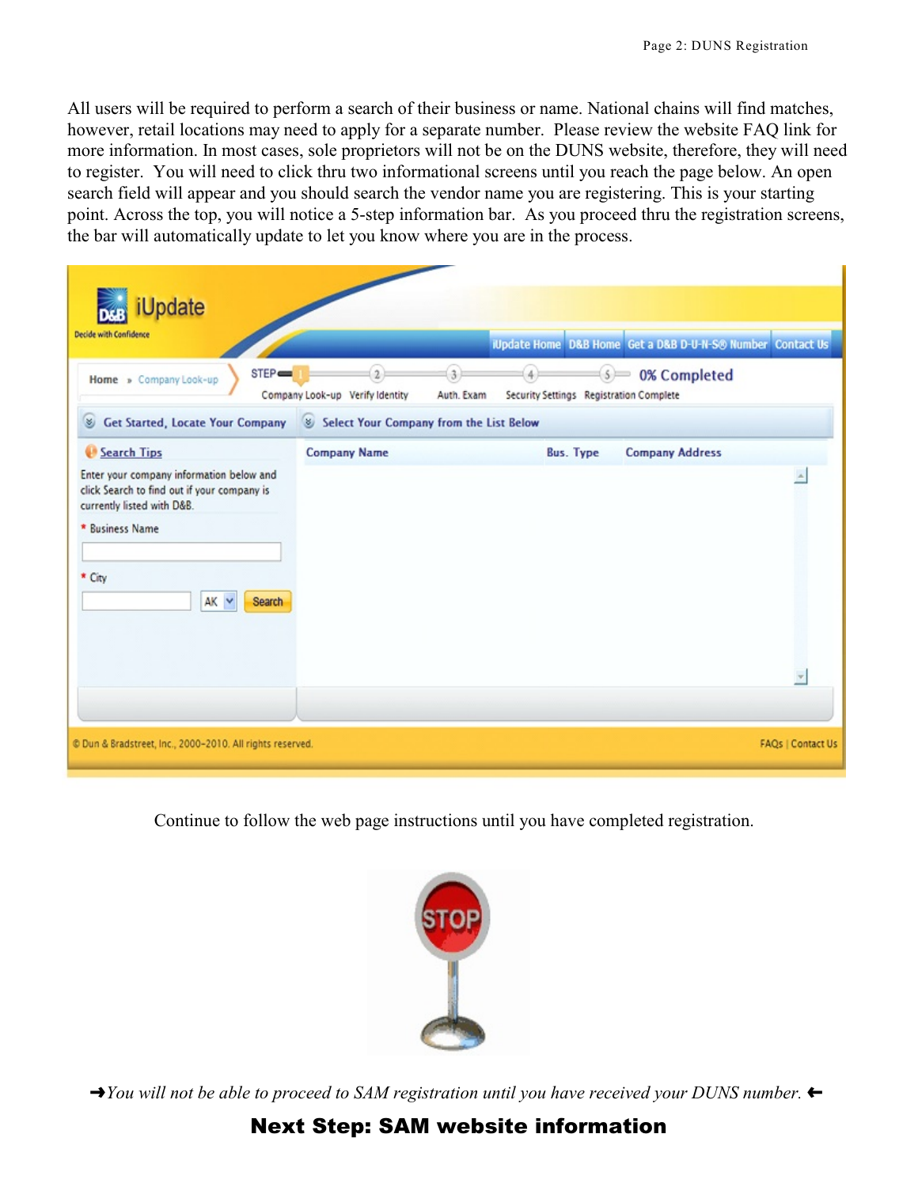All users will be required to perform a search of their business or name. National chains will find matches, however, retail locations may need to apply for a separate number. Please review the website FAQ link for more information. In most cases, sole proprietors will not be on the DUNS website, therefore, they will need to register. You will need to click thru two informational screens until you reach the page below. An open search field will appear and you should search the vendor name you are registering. This is your starting point. Across the top, you will notice a 5-step information bar. As you proceed thru the registration screens, the bar will automatically update to let you know where you are in the process.

Continue to follow the web page instructions until you have completed registration.

→*You will not be able to proceed to SAM registration until you have received your DUNS number.* ←

**Next Step: SAM website information**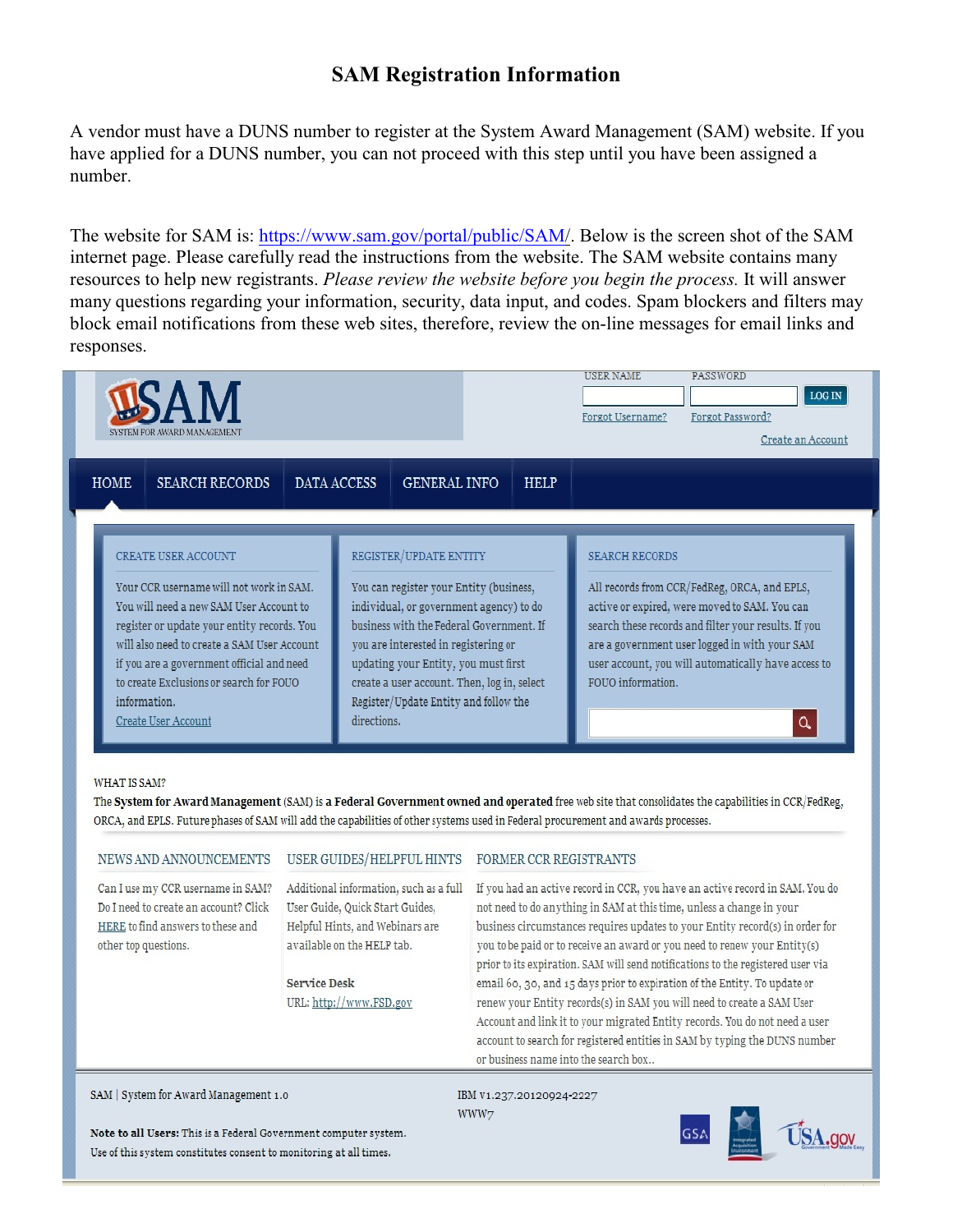# SAM Registration Information

A vendor must have a DUNS number to register at the System Award Management (SAM) website. If you have applied for a DUNS number, you can not proceed with this step until you have been assigned a number.

The website for SAM is: https://www.sam.gov/portal/public/SAM/. Below is the screen shot of the SAM internet page. Please carefully read the instructions from the website. The SAM website contains many resources to help new registrants. *Please review the website before you begin the process.* It will answer many questions regarding your information, security, data input, and codes. Spam blockers and filters may block email notifications from these web sites, therefore, review the on-line messages for email links and responses.

SAM
SYSTEM FOR AWARD MANAGEMENT

USER NAME | PASSWORD | LOG IN

Forgot Username? | Forgot Password?

Create an Account

HOME | SEARCH RECORDS | DATA ACCESS | GENERAL INFO | HELP

**CREATE USER ACCOUNT**

Your CCR username will not work in SAM. You will need a new SAM User Account to register or update your entity records. You will also need to create a SAM User Account if you are a government official and need to create Exclusions or search for FOUO information.

Create User Account

**REGISTER/UPDATE ENTITY**

You can register your Entity (business, individual, or government agency) to do business with the Federal Government. If you are interested in registering or updating your Entity, you must first create a user account. Then, log in, select Register/Update Entity and follow the directions.

**SEARCH RECORDS**

All records from CCR/FedReg, ORCA, and EPLS, active or expired, were moved to SAM. You can search these records and filter your results. If you are a government user logged in with your SAM user account, you will automatically have access to FOUO information.

WHAT IS SAM?

The **System for Award Management** (SAM) is **a Federal Government owned and operated** free web site that consolidates the capabilities in CCR/FedReg, ORCA, and EPLS. Future phases of SAM will add the capabilities of other systems used in Federal procurement and awards processes.

**NEWS AND ANNOUNCEMENTS**

Can I use my CCR username in SAM? Do I need to create an account? Click HERE to find answers to these and other top questions.

**USER GUIDES/HELPFUL HINTS**

Additional information, such as a full User Guide, Quick Start Guides, Helpful Hints, and Webinars are available on the HELP tab.

**Service Desk**
URL: http://www.FSD.gov

**FORMER CCR REGISTRANTS**

If you had an active record in CCR, you have an active record in SAM. You do not need to do anything in SAM at this time, unless a change in your business circumstances requires updates to your Entity record(s) in order for you to be paid or to receive an award or you need to renew your Entity(s) prior to its expiration. SAM will send notifications to the registered user via email 60, 30, and 15 days prior to expiration of the Entity. To update or renew your Entity records(s) in SAM you will need to create a SAM User Account and link it to your migrated Entity records. You do not need a user account to search for registered entities in SAM by typing the DUNS number or business name into the search box..

SAM | System for Award Management 1.0

IBM v1.237.20120924-2227
WWW7

**Note to all Users:** This is a Federal Government computer system. Use of this system constitutes consent to monitoring at all times.

GSA | USA.gov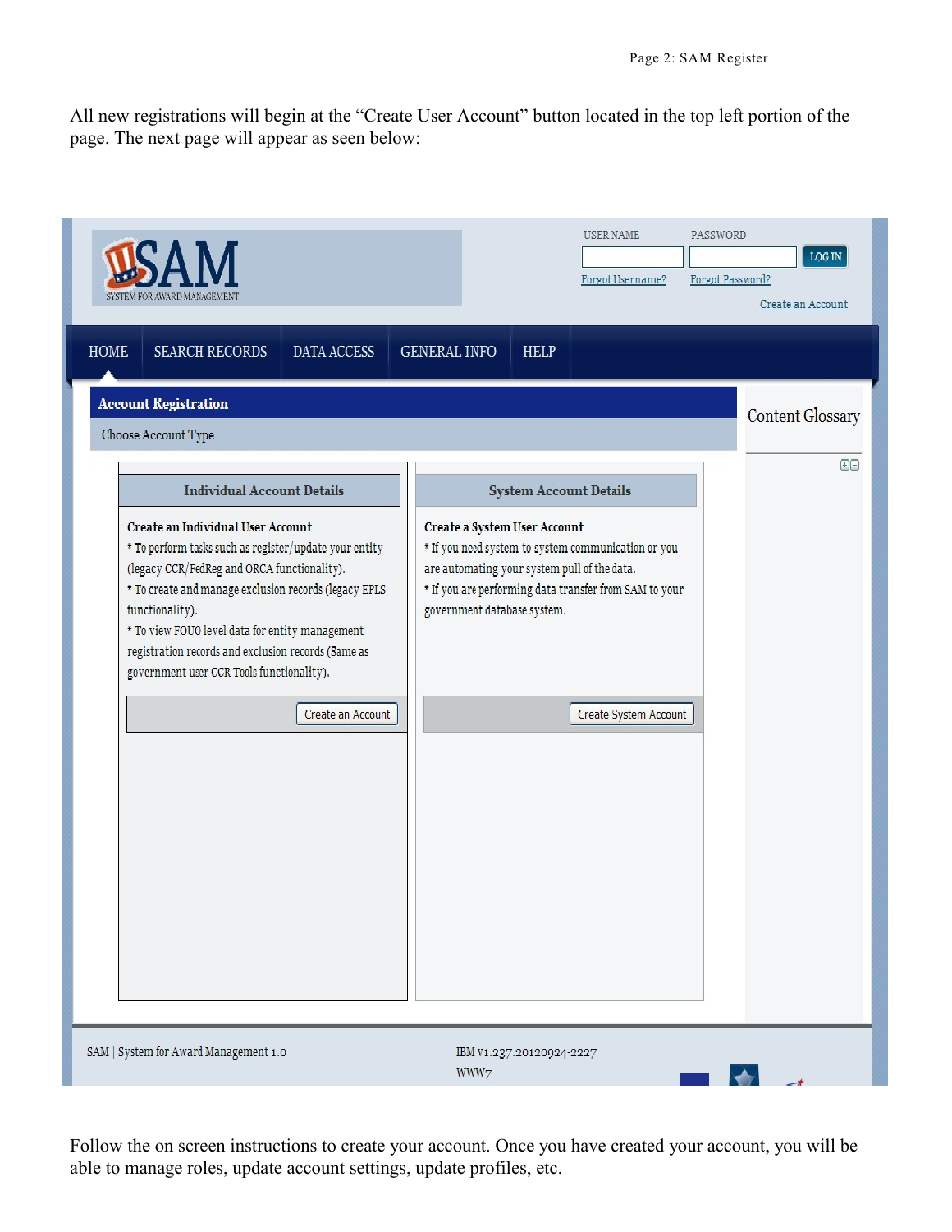All new registrations will begin at the "Create User Account" button located in the top left portion of the page. The next page will appear as seen below:

SAM
SYSTEM FOR AWARD MANAGEMENT

USER NAME PASSWORD LOG IN

Forgot Username? Forgot Password?

Create an Account

HOME | SEARCH RECORDS | DATA ACCESS | GENERAL INFO | HELP

**Account Registration**

Choose Account Type

Content Glossary

**Individual Account Details**

**Create an Individual User Account**

* To perform tasks such as register/update your entity (legacy CCR/FedReg and ORCA functionality).
* To create and manage exclusion records (legacy EPLS functionality).
* To view FOUO level data for entity management registration records and exclusion records (Same as government user CCR Tools functionality).

Create an Account

**System Account Details**

**Create a System User Account**

* If you need system-to-system communication or you are automating your system pull of the data.
* If you are performing data transfer from SAM to your government database system.

Create System Account

SAM | System for Award Management 1.0

IBM v1.237.20120924-2227
WWW7

Follow the on screen instructions to create your account. Once you have created your account, you will be able to manage roles, update account settings, update profiles, etc.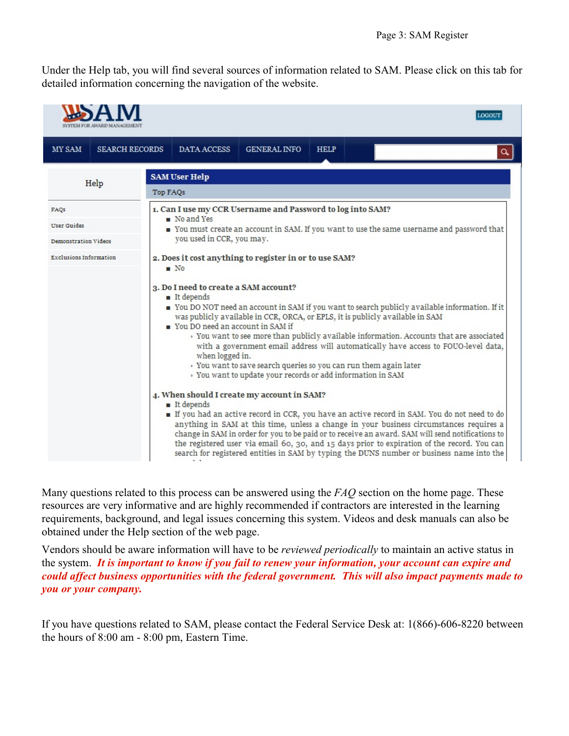Under the Help tab, you will find several sources of information related to SAM. Please click on this tab for detailed information concerning the navigation of the website.

SAM
SYSTEM FOR AWARD MANAGEMENT

LOGOUT

MY SAM | SEARCH RECORDS | DATA ACCESS | GENERAL INFO | HELP

Help

- FAQs
- User Guides
- Demonstration Videos
- Exclusions Information

**SAM User Help**

Top FAQs

**1. Can I use my CCR Username and Password to log into SAM?**

- No and Yes
- You must create an account in SAM. If you want to use the same username and password that you used in CCR, you may.

**2. Does it cost anything to register in or to use SAM?**

- No

**3. Do I need to create a SAM account?**

- It depends
- You DO NOT need an account in SAM if you want to search publicly available information. If it was publicly available in CCR, ORCA, or EPLS, it is publicly available in SAM
- You DO need an account in SAM if
  - You want to see more than publicly available information. Accounts that are associated with a government email address will automatically have access to FOUO-level data, when logged in.
  - You want to save search queries so you can run them again later
  - You want to update your records or add information in SAM

**4. When should I create my account in SAM?**

- It depends
- If you had an active record in CCR, you have an active record in SAM. You do not need to do anything in SAM at this time, unless a change in your business circumstances requires a change in SAM in order for you to be paid or to receive an award. SAM will send notifications to the registered user via email 60, 30, and 15 days prior to expiration of the record. You can search for registered entities in SAM by typing the DUNS number or business name into the

Many questions related to this process can be answered using the *FAQ* section on the home page. These resources are very informative and are highly recommended if contractors are interested in the learning requirements, background, and legal issues concerning this system. Videos and desk manuals can also be obtained under the Help section of the web page.

Vendors should be aware information will have to be *reviewed periodically* to maintain an active status in the system. ***It is important to know if you fail to renew your information, your account can expire and could affect business opportunities with the federal government. This will also impact payments made to you or your company.***

If you have questions related to SAM, please contact the Federal Service Desk at: 1(866)-606-8220 between the hours of 8:00 am - 8:00 pm, Eastern Time.